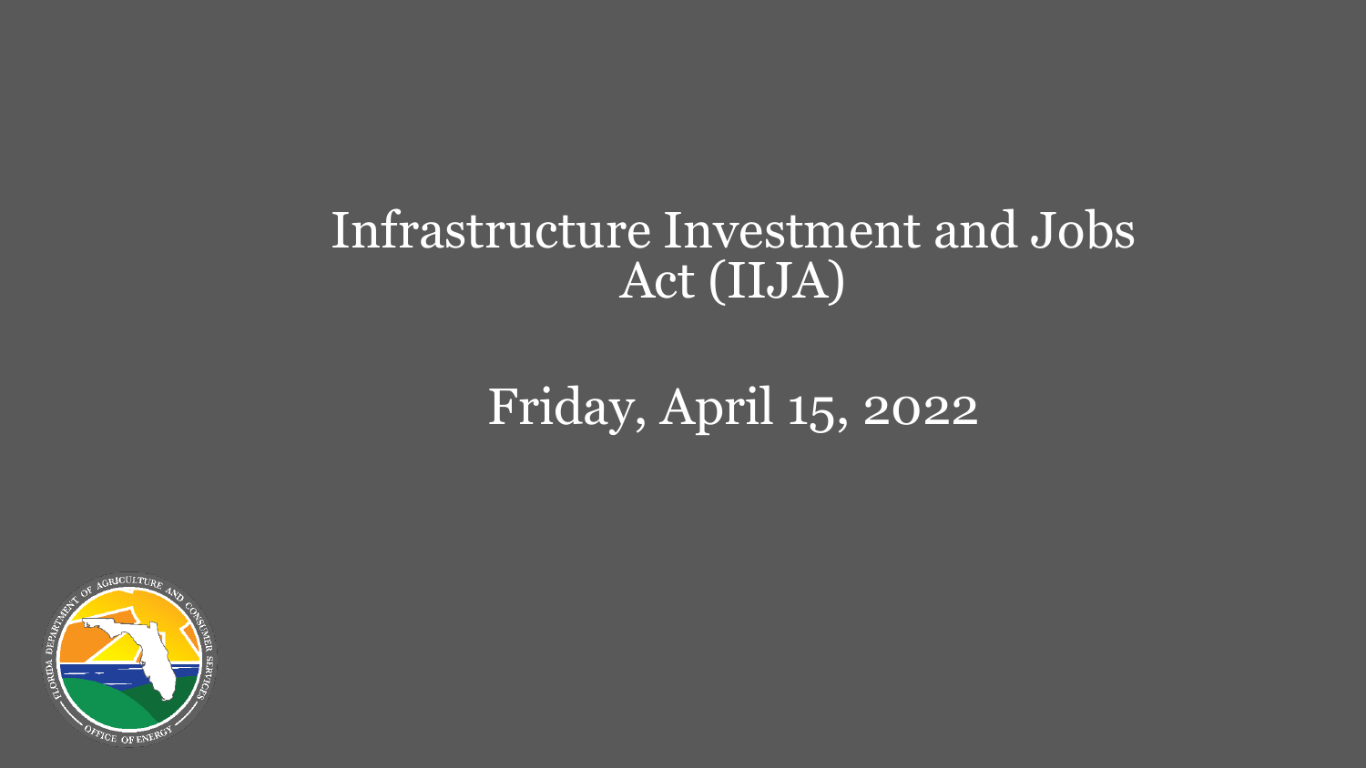# Infrastructure Investment and Jobs Act (IIJA)

## Friday, April 15, 2022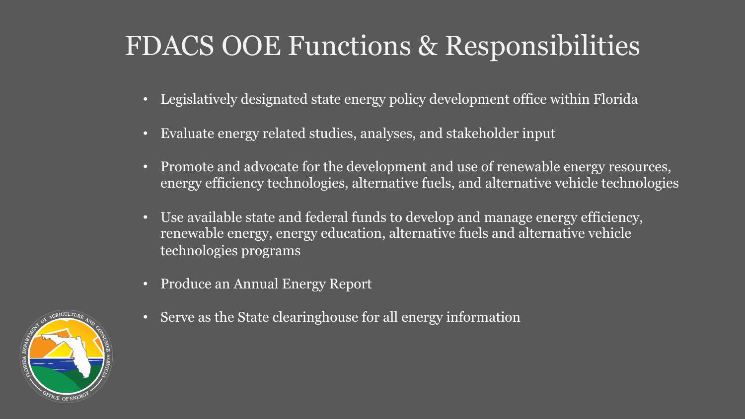# FDACS OOE Functions & Responsibilities

- Legislatively designated state energy policy development office within Florida
- Evaluate energy related studies, analyses, and stakeholder input
- Promote and advocate for the development and use of renewable energy resources, energy efficiency technologies, alternative fuels, and alternative vehicle technologies
- Use available state and federal funds to develop and manage energy efficiency, renewable energy, energy education, alternative fuels and alternative vehicle technologies programs
- Produce an Annual Energy Report
- Serve as the State clearinghouse for all energy information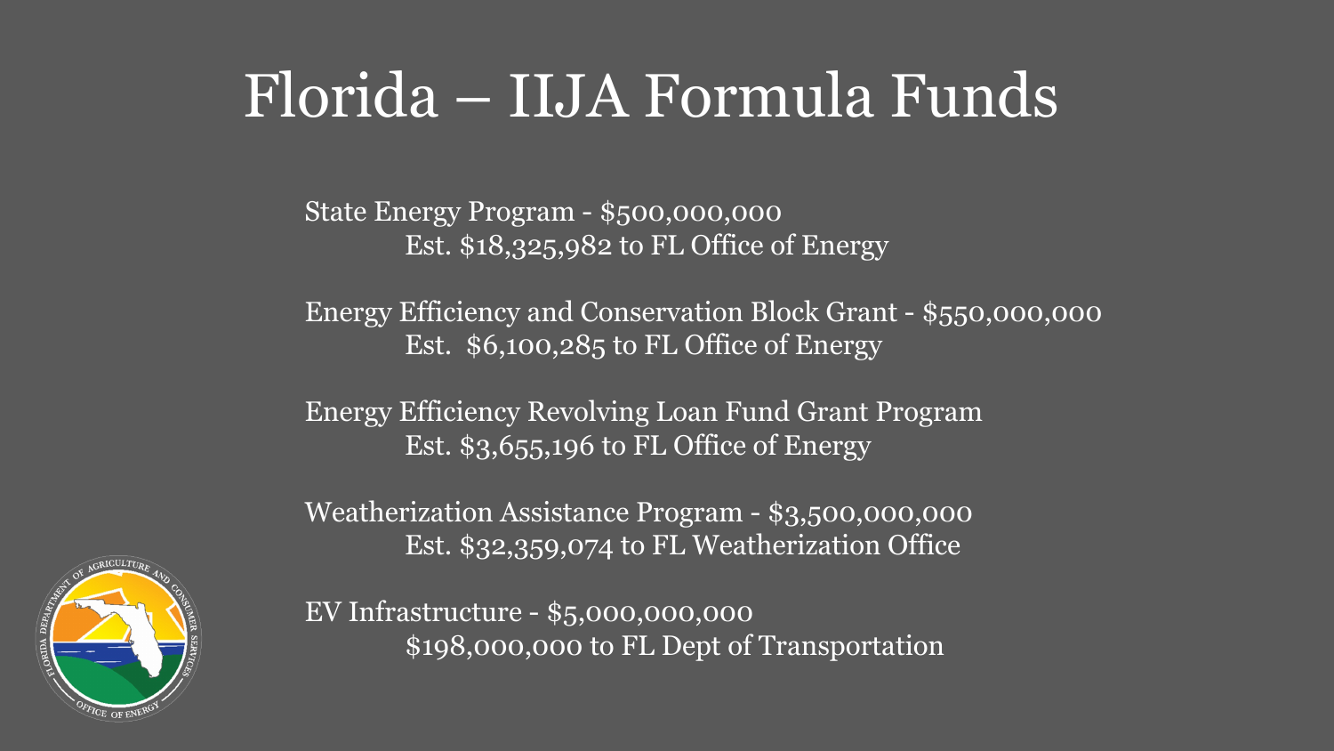# Florida – IIJA Formula Funds

State Energy Program - $500,000,000
Est. $18,325,982 to FL Office of Energy

Energy Efficiency and Conservation Block Grant - $550,000,000
Est. $6,100,285 to FL Office of Energy

Energy Efficiency Revolving Loan Fund Grant Program
Est. $3,655,196 to FL Office of Energy

Weatherization Assistance Program - $3,500,000,000
Est. $32,359,074 to FL Weatherization Office

EV Infrastructure - $5,000,000,000
$198,000,000 to FL Dept of Transportation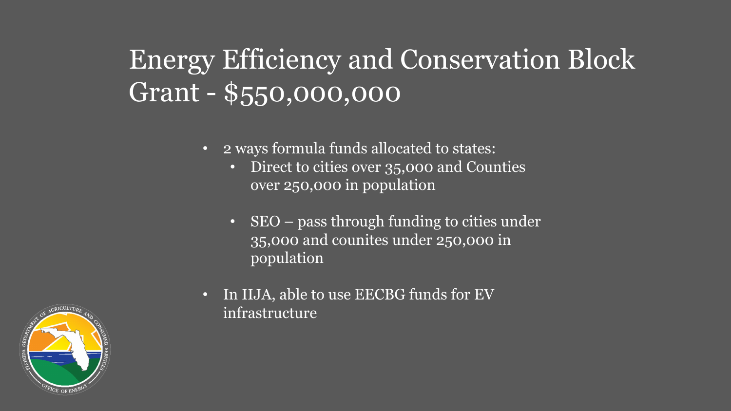# Energy Efficiency and Conservation Block Grant - $550,000,000

- 2 ways formula funds allocated to states:
  - Direct to cities over 35,000 and Counties over 250,000 in population
  - SEO – pass through funding to cities under 35,000 and counites under 250,000 in population
- In IIJA, able to use EECBG funds for EV infrastructure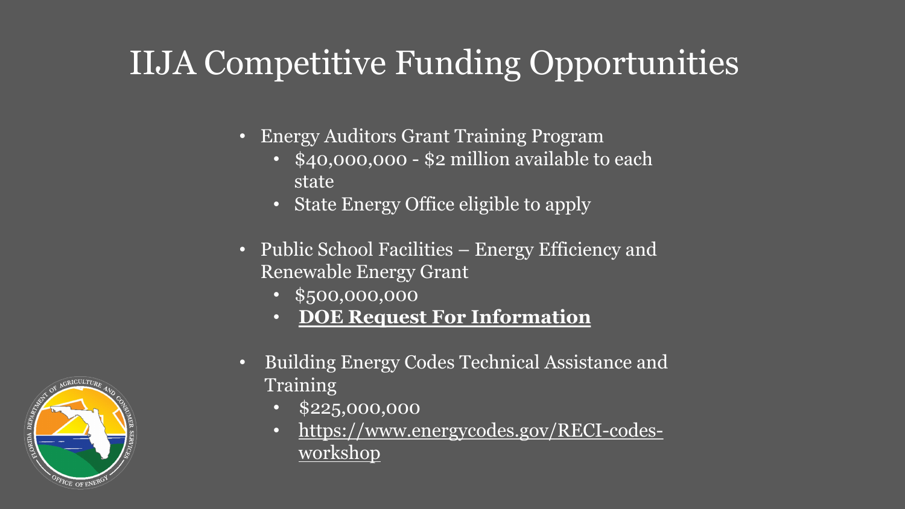# IIJA Competitive Funding Opportunities

- Energy Auditors Grant Training Program
  - $40,000,000 - $2 million available to each state
  - State Energy Office eligible to apply
- Public School Facilities – Energy Efficiency and Renewable Energy Grant
  - $500,000,000
  - **DOE Request For Information**
- Building Energy Codes Technical Assistance and Training
  - $225,000,000
  - https://www.energycodes.gov/RECI-codes-workshop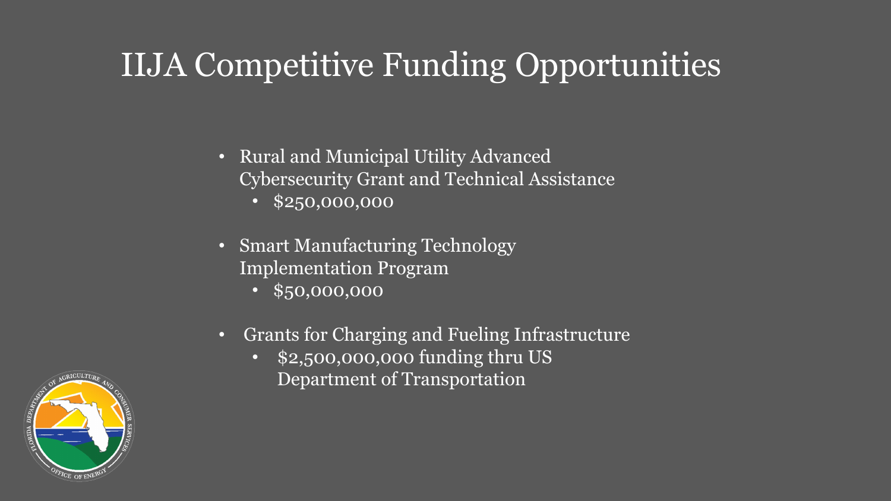# IIJA Competitive Funding Opportunities

- Rural and Municipal Utility Advanced Cybersecurity Grant and Technical Assistance
  - $250,000,000
- Smart Manufacturing Technology Implementation Program
  - $50,000,000
- Grants for Charging and Fueling Infrastructure
  - $2,500,000,000 funding thru US Department of Transportation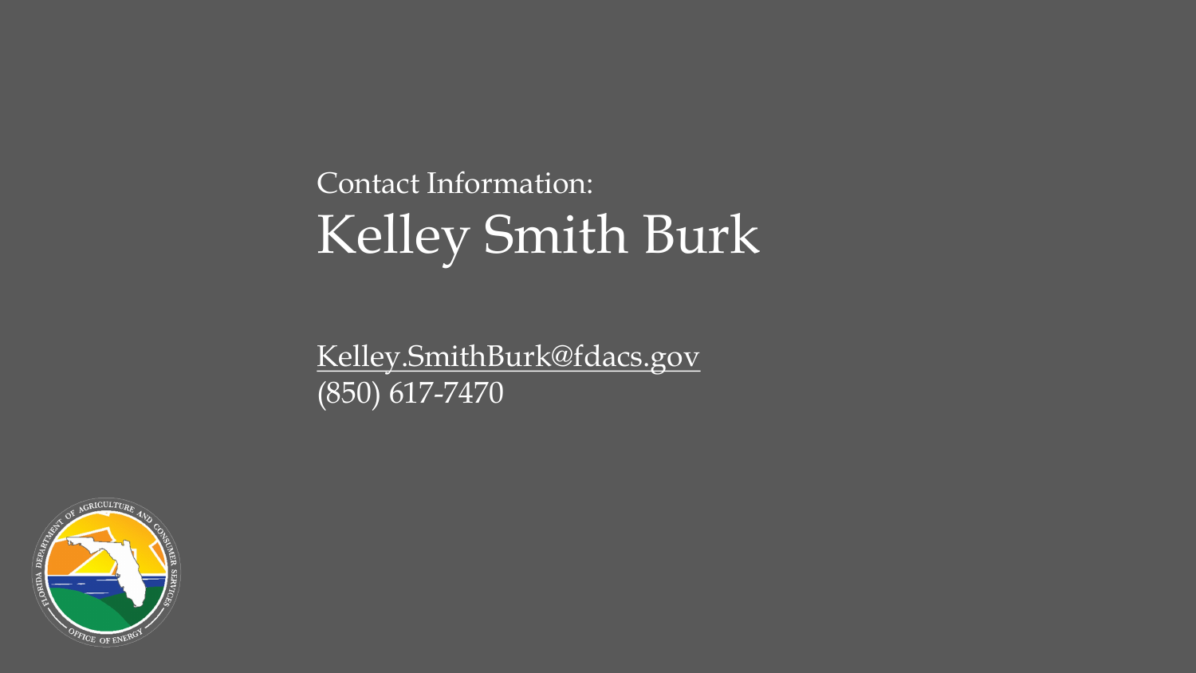Contact Information:

# Kelley Smith Burk

Kelley.SmithBurk@fdacs.gov
(850) 617-7470